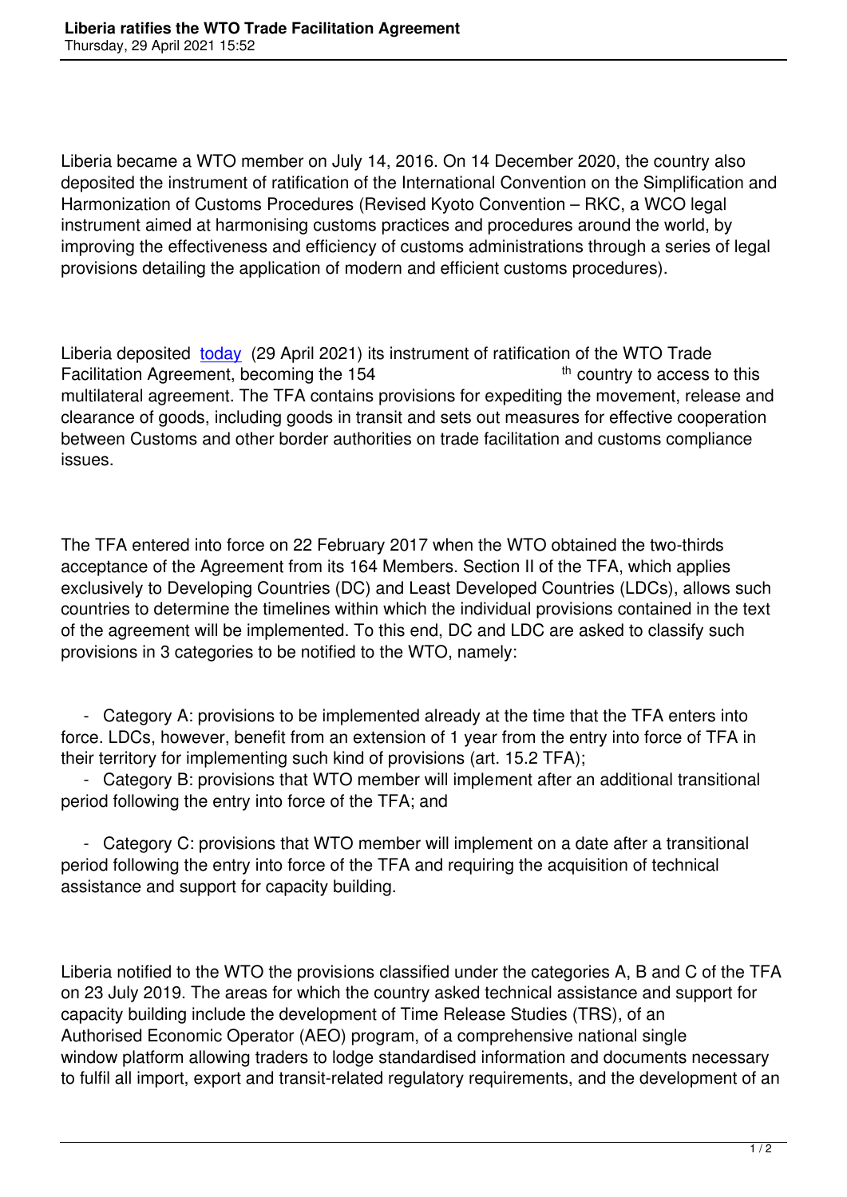# Liberia ratifies the WTO Trade Facilitation Agreement

Thursday, 29 April 2021 15:52

Liberia became a WTO member on July 14, 2016. On 14 December 2020, the country also deposited the instrument of ratification of the International Convention on the Simplification and Harmonization of Customs Procedures (Revised Kyoto Convention – RKC, a WCO legal instrument aimed at harmonising customs practices and procedures around the world, by improving the effectiveness and efficiency of customs administrations through a series of legal provisions detailing the application of modern and efficient customs procedures).

Liberia deposited today (29 April 2021) its instrument of ratification of the WTO Trade Facilitation Agreement, becoming the 154th country to access to this multilateral agreement. The TFA contains provisions for expediting the movement, release and clearance of goods, including goods in transit and sets out measures for effective cooperation between Customs and other border authorities on trade facilitation and customs compliance issues.

The TFA entered into force on 22 February 2017 when the WTO obtained the two-thirds acceptance of the Agreement from its 164 Members. Section II of the TFA, which applies exclusively to Developing Countries (DC) and Least Developed Countries (LDCs), allows such countries to determine the timelines within which the individual provisions contained in the text of the agreement will be implemented. To this end, DC and LDC are asked to classify such provisions in 3 categories to be notified to the WTO, namely:

- Category A: provisions to be implemented already at the time that the TFA enters into force. LDCs, however, benefit from an extension of 1 year from the entry into force of TFA in their territory for implementing such kind of provisions (art. 15.2 TFA);
- Category B: provisions that WTO member will implement after an additional transitional period following the entry into force of the TFA; and
- Category C: provisions that WTO member will implement on a date after a transitional period following the entry into force of the TFA and requiring the acquisition of technical assistance and support for capacity building.

Liberia notified to the WTO the provisions classified under the categories A, B and C of the TFA on 23 July 2019. The areas for which the country asked technical assistance and support for capacity building include the development of Time Release Studies (TRS), of an Authorised Economic Operator (AEO) program, of a comprehensive national single window platform allowing traders to lodge standardised information and documents necessary to fulfil all import, export and transit-related regulatory requirements, and the development of an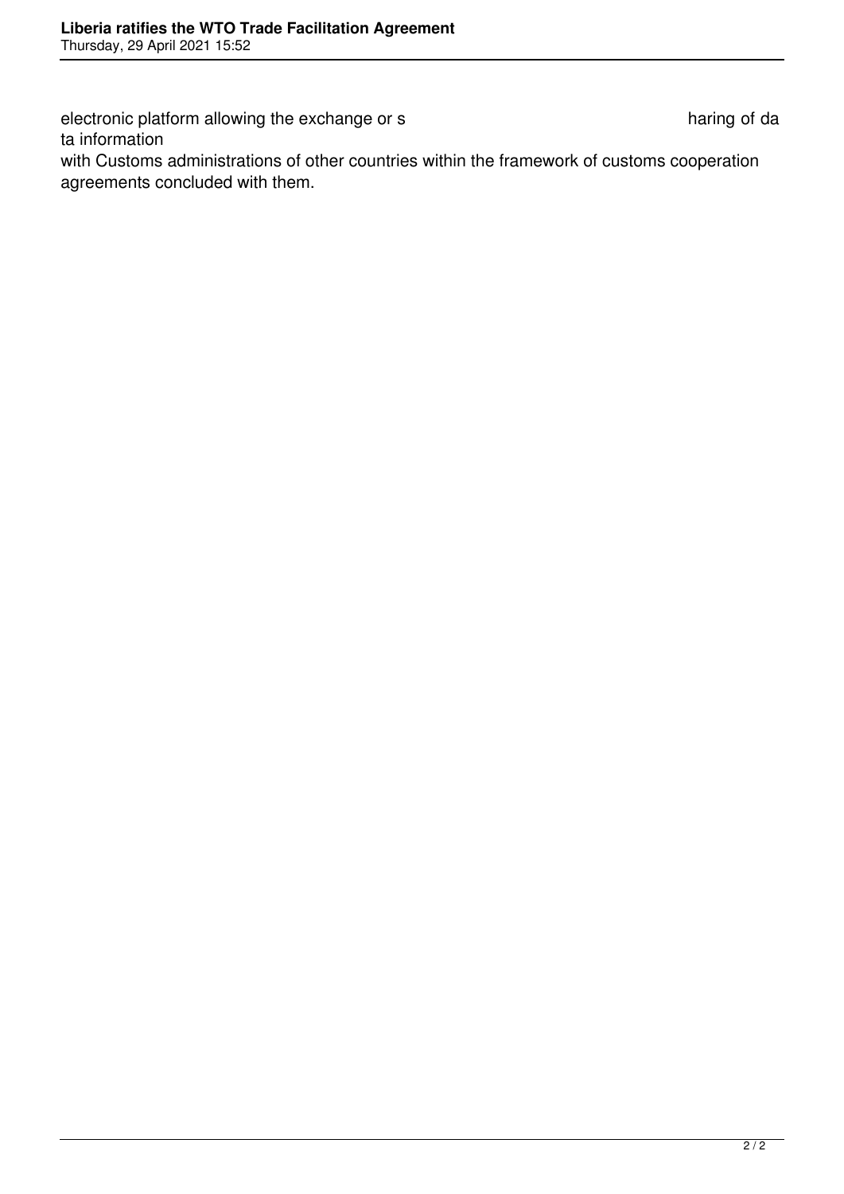electronic platform allowing the exchange or sharing of data information with Customs administrations of other countries within the framework of customs cooperation agreements concluded with them.